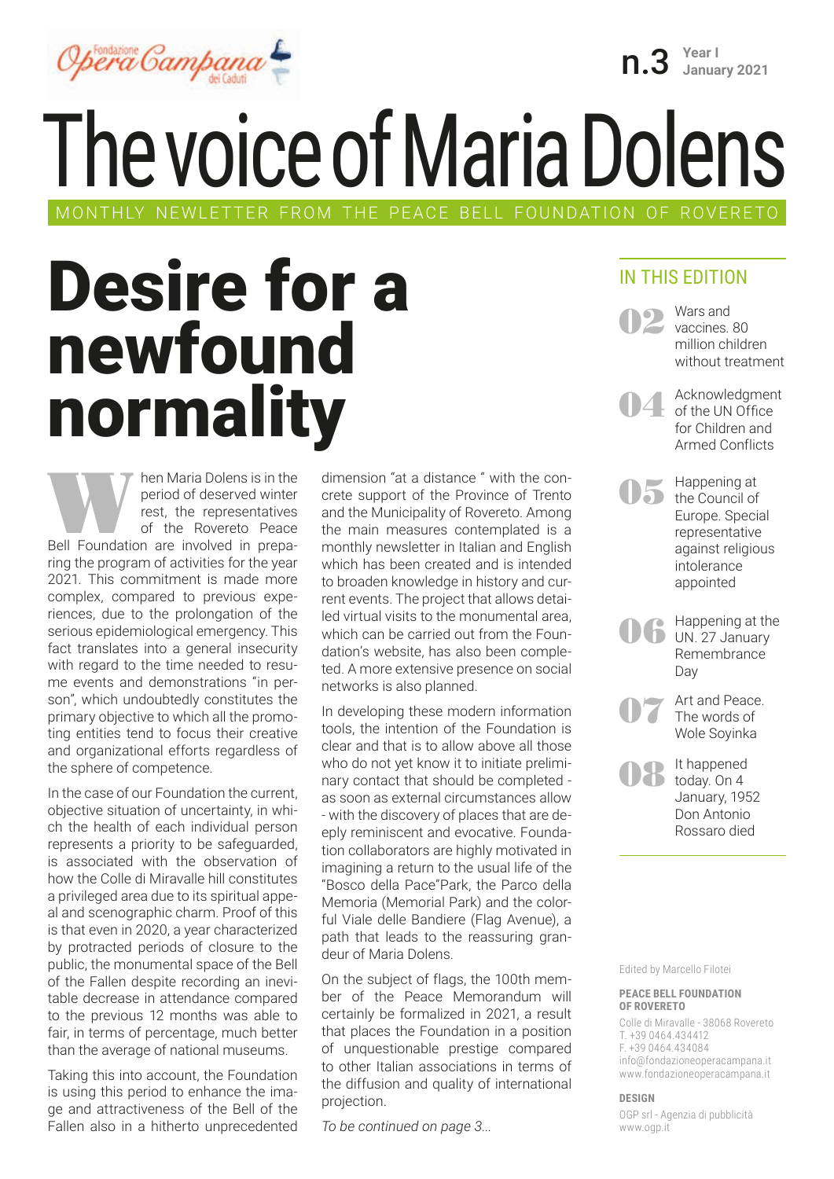Fondazione Opera Campana dei Caduti

n.3 Year I January 2021

# The voice of Maria Dolens

MONTHLY NEWLETTER FROM THE PEACE BELL FOUNDATION OF ROVERETO

## Desire for a newfound normality

When Maria Dolens is in the period of deserved winter rest, the representatives of the Rovereto Peace Bell Foundation are involved in preparing the program of activities for the year 2021. This commitment is made more complex, compared to previous experiences, due to the prolongation of the serious epidemiological emergency. This fact translates into a general insecurity with regard to the time needed to resume events and demonstrations "in person", which undoubtedly constitutes the primary objective to which all the promoting entities tend to focus their creative and organizational efforts regardless of the sphere of competence.

In the case of our Foundation the current, objective situation of uncertainty, in which the health of each individual person represents a priority to be safeguarded, is associated with the observation of how the Colle di Miravalle hill constitutes a privileged area due to its spiritual appeal and scenographic charm. Proof of this is that even in 2020, a year characterized by protracted periods of closure to the public, the monumental space of the Bell of the Fallen despite recording an inevitable decrease in attendance compared to the previous 12 months was able to fair, in terms of percentage, much better than the average of national museums.

Taking this into account, the Foundation is using this period to enhance the image and attractiveness of the Bell of the Fallen also in a hitherto unprecedented dimension "at a distance " with the concrete support of the Province of Trento and the Municipality of Rovereto. Among the main measures contemplated is a monthly newsletter in Italian and English which has been created and is intended to broaden knowledge in history and current events. The project that allows detailed virtual visits to the monumental area, which can be carried out from the Foundation's website, has also been completed. A more extensive presence on social networks is also planned.

In developing these modern information tools, the intention of the Foundation is clear and that is to allow above all those who do not yet know it to initiate preliminary contact that should be completed - as soon as external circumstances allow - with the discovery of places that are deeply reminiscent and evocative. Foundation collaborators are highly motivated in imagining a return to the usual life of the "Bosco della Pace"Park, the Parco della Memoria (Memorial Park) and the colorful Viale delle Bandiere (Flag Avenue), a path that leads to the reassuring grandeur of Maria Dolens.

On the subject of flags, the 100th member of the Peace Memorandum will certainly be formalized in 2021, a result that places the Foundation in a position of unquestionable prestige compared to other Italian associations in terms of the diffusion and quality of international projection.

*To be continued on page 3...*

### IN THIS EDITION

- **02** Wars and vaccines. 80 million children without treatment
- **04** Acknowledgment of the UN Office for Children and Armed Conflicts
- **05** Happening at the Council of Europe. Special representative against religious intolerance appointed
- **06** Happening at the UN. 27 January Remembrance Day
- **07** Art and Peace. The words of Wole Soyinka
- **08** It happened today. On 4 January, 1952 Don Antonio Rossaro died

Edited by Marcello Filotei

**PEACE BELL FOUNDATION OF ROVERETO**
Colle di Miravalle - 38068 Rovereto
T. +39 0464.434412
F. +39 0464.434084
info@fondazioneoperacampana.it
www.fondazioneoperacampana.it

**DESIGN**
OGP srl - Agenzia di pubblicità
www.ogp.it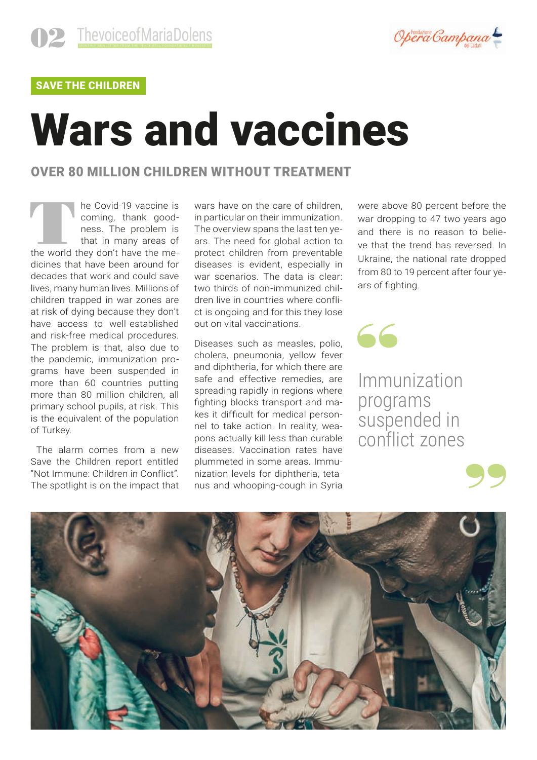**SAVE THE CHILDREN**

# Wars and vaccines

## OVER 80 MILLION CHILDREN WITHOUT TREATMENT

The Covid-19 vaccine is coming, thank goodness. The problem is that in many areas of the world they don't have the medicines that have been around for decades that work and could save lives, many human lives. Millions of children trapped in war zones are at risk of dying because they don't have access to well-established and risk-free medical procedures. The problem is that, also due to the pandemic, immunization programs have been suspended in more than 60 countries putting more than 80 million children, all primary school pupils, at risk. This is the equivalent of the population of Turkey.

The alarm comes from a new Save the Children report entitled "Not Immune: Children in Conflict". The spotlight is on the impact that wars have on the care of children, in particular on their immunization. The overview spans the last ten years. The need for global action to protect children from preventable diseases is evident, especially in war scenarios. The data is clear: two thirds of non-immunized children live in countries where conflict is ongoing and for this they lose out on vital vaccinations.

Diseases such as measles, polio, cholera, pneumonia, yellow fever and diphtheria, for which there are safe and effective remedies, are spreading rapidly in regions where fighting blocks transport and makes it difficult for medical personnel to take action. In reality, weapons actually kill less than curable diseases. Vaccination rates have plummeted in some areas. Immunization levels for diphtheria, tetanus and whooping-cough in Syria were above 80 percent before the war dropping to 47 two years ago and there is no reason to believe that the trend has reversed. In Ukraine, the national rate dropped from 80 to 19 percent after four years of fighting.

> Immunization programs suspended in conflict zones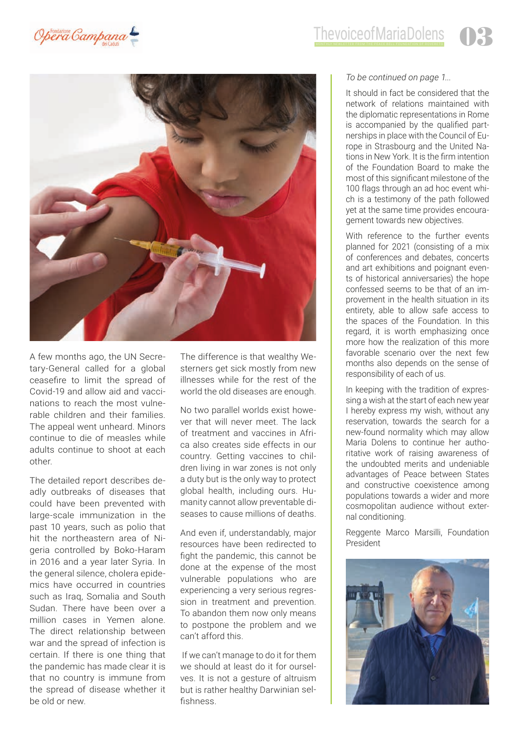A few months ago, the UN Secretary-General called for a global ceasefire to limit the spread of Covid-19 and allow aid and vaccinations to reach the most vulnerable children and their families. The appeal went unheard. Minors continue to die of measles while adults continue to shoot at each other.

The detailed report describes deadly outbreaks of diseases that could have been prevented with large-scale immunization in the past 10 years, such as polio that hit the northeastern area of Nigeria controlled by Boko-Haram in 2016 and a year later Syria. In the general silence, cholera epidemics have occurred in countries such as Iraq, Somalia and South Sudan. There have been over a million cases in Yemen alone. The direct relationship between war and the spread of infection is certain. If there is one thing that the pandemic has made clear it is that no country is immune from the spread of disease whether it be old or new.

The difference is that wealthy Westerners get sick mostly from new illnesses while for the rest of the world the old diseases are enough.

No two parallel worlds exist however that will never meet. The lack of treatment and vaccines in Africa also creates side effects in our country. Getting vaccines to children living in war zones is not only a duty but is the only way to protect global health, including ours. Humanity cannot allow preventable diseases to cause millions of deaths.

And even if, understandably, major resources have been redirected to fight the pandemic, this cannot be done at the expense of the most vulnerable populations who are experiencing a very serious regression in treatment and prevention. To abandon them now only means to postpone the problem and we can't afford this.

If we can't manage to do it for them we should at least do it for ourselves. It is not a gesture of altruism but is rather healthy Darwinian selfishness.

*To be continued on page 1...*

It should in fact be considered that the network of relations maintained with the diplomatic representations in Rome is accompanied by the qualified partnerships in place with the Council of Europe in Strasbourg and the United Nations in New York. It is the firm intention of the Foundation Board to make the most of this significant milestone of the 100 flags through an ad hoc event which is a testimony of the path followed yet at the same time provides encouragement towards new objectives.

With reference to the further events planned for 2021 (consisting of a mix of conferences and debates, concerts and art exhibitions and poignant events of historical anniversaries) the hope confessed seems to be that of an improvement in the health situation in its entirety, able to allow safe access to the spaces of the Foundation. In this regard, it is worth emphasizing once more how the realization of this more favorable scenario over the next few months also depends on the sense of responsibility of each of us.

In keeping with the tradition of expressing a wish at the start of each new year I hereby express my wish, without any reservation, towards the search for a new-found normality which may allow Maria Dolens to continue her authoritative work of raising awareness of the undoubted merits and undeniable advantages of Peace between States and constructive coexistence among populations towards a wider and more cosmopolitan audience without external conditioning.

Reggente Marco Marsilli, Foundation President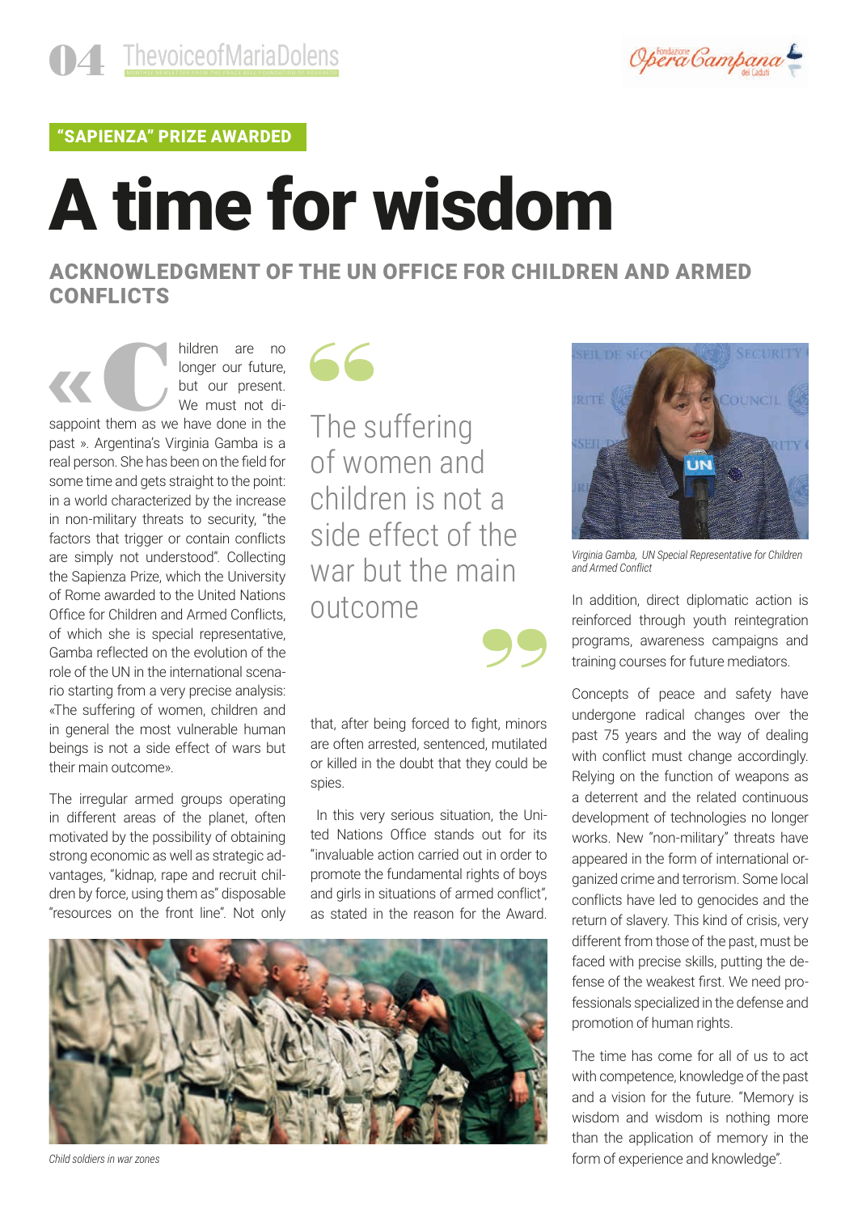"SAPIENZA" PRIZE AWARDED

# A time for wisdom

## ACKNOWLEDGMENT OF THE UN OFFICE FOR CHILDREN AND ARMED CONFLICTS

« Children are no longer our future, but our present. We must not disappoint them as we have done in the past ». Argentina's Virginia Gamba is a real person. She has been on the field for some time and gets straight to the point: in a world characterized by the increase in non-military threats to security, "the factors that trigger or contain conflicts are simply not understood". Collecting the Sapienza Prize, which the University of Rome awarded to the United Nations Office for Children and Armed Conflicts, of which she is special representative, Gamba reflected on the evolution of the role of the UN in the international scenario starting from a very precise analysis: «The suffering of women, children and in general the most vulnerable human beings is not a side effect of wars but their main outcome».

> The suffering of women and children is not a side effect of the war but the main outcome

The irregular armed groups operating in different areas of the planet, often motivated by the possibility of obtaining strong economic as well as strategic advantages, "kidnap, rape and recruit children by force, using them as" disposable "resources on the front line". Not only that, after being forced to fight, minors are often arrested, sentenced, mutilated or killed in the doubt that they could be spies.

In this very serious situation, the United Nations Office stands out for its "invaluable action carried out in order to promote the fundamental rights of boys and girls in situations of armed conflict", as stated in the reason for the Award.

*Child soldiers in war zones*

*Virginia Gamba, UN Special Representative for Children and Armed Conflict*

In addition, direct diplomatic action is reinforced through youth reintegration programs, awareness campaigns and training courses for future mediators.

Concepts of peace and safety have undergone radical changes over the past 75 years and the way of dealing with conflict must change accordingly. Relying on the function of weapons as a deterrent and the related continuous development of technologies no longer works. New "non-military" threats have appeared in the form of international organized crime and terrorism. Some local conflicts have led to genocides and the return of slavery. This kind of crisis, very different from those of the past, must be faced with precise skills, putting the defense of the weakest first. We need professionals specialized in the defense and promotion of human rights.

The time has come for all of us to act with competence, knowledge of the past and a vision for the future. "Memory is wisdom and wisdom is nothing more than the application of memory in the form of experience and knowledge".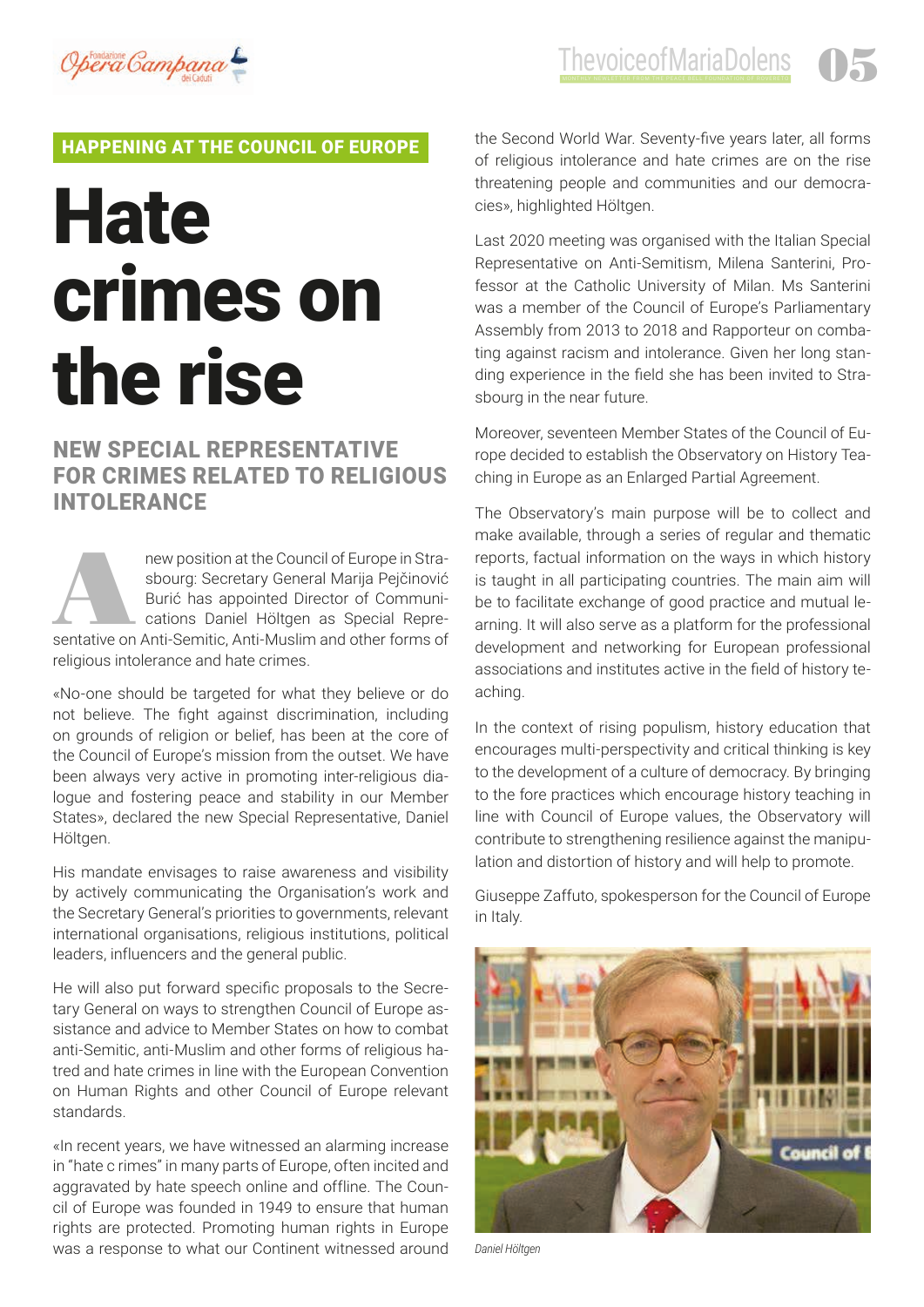HAPPENING AT THE COUNCIL OF EUROPE

# Hate crimes on the rise

## NEW SPECIAL REPRESENTATIVE FOR CRIMES RELATED TO RELIGIOUS INTOLERANCE

A new position at the Council of Europe in Strasbourg: Secretary General Marija Pejčinović Burić has appointed Director of Communications Daniel Höltgen as Special Representative on Anti-Semitic, Anti-Muslim and other forms of religious intolerance and hate crimes.

«No-one should be targeted for what they believe or do not believe. The fight against discrimination, including on grounds of religion or belief, has been at the core of the Council of Europe's mission from the outset. We have been always very active in promoting inter-religious dialogue and fostering peace and stability in our Member States», declared the new Special Representative, Daniel Höltgen.

His mandate envisages to raise awareness and visibility by actively communicating the Organisation's work and the Secretary General's priorities to governments, relevant international organisations, religious institutions, political leaders, influencers and the general public.

He will also put forward specific proposals to the Secretary General on ways to strengthen Council of Europe assistance and advice to Member States on how to combat anti-Semitic, anti-Muslim and other forms of religious hatred and hate crimes in line with the European Convention on Human Rights and other Council of Europe relevant standards.

«In recent years, we have witnessed an alarming increase in "hate c rimes" in many parts of Europe, often incited and aggravated by hate speech online and offline. The Council of Europe was founded in 1949 to ensure that human rights are protected. Promoting human rights in Europe was a response to what our Continent witnessed around the Second World War. Seventy-five years later, all forms of religious intolerance and hate crimes are on the rise threatening people and communities and our democracies», highlighted Höltgen.

Last 2020 meeting was organised with the Italian Special Representative on Anti-Semitism, Milena Santerini, Professor at the Catholic University of Milan. Ms Santerini was a member of the Council of Europe's Parliamentary Assembly from 2013 to 2018 and Rapporteur on combating against racism and intolerance. Given her long standing experience in the field she has been invited to Strasbourg in the near future.

Moreover, seventeen Member States of the Council of Europe decided to establish the Observatory on History Teaching in Europe as an Enlarged Partial Agreement.

The Observatory's main purpose will be to collect and make available, through a series of regular and thematic reports, factual information on the ways in which history is taught in all participating countries. The main aim will be to facilitate exchange of good practice and mutual learning. It will also serve as a platform for the professional development and networking for European professional associations and institutes active in the field of history teaching.

In the context of rising populism, history education that encourages multi-perspectivity and critical thinking is key to the development of a culture of democracy. By bringing to the fore practices which encourage history teaching in line with Council of Europe values, the Observatory will contribute to strengthening resilience against the manipulation and distortion of history and will help to promote.

Giuseppe Zaffuto, spokesperson for the Council of Europe in Italy.

*Daniel Höltgen*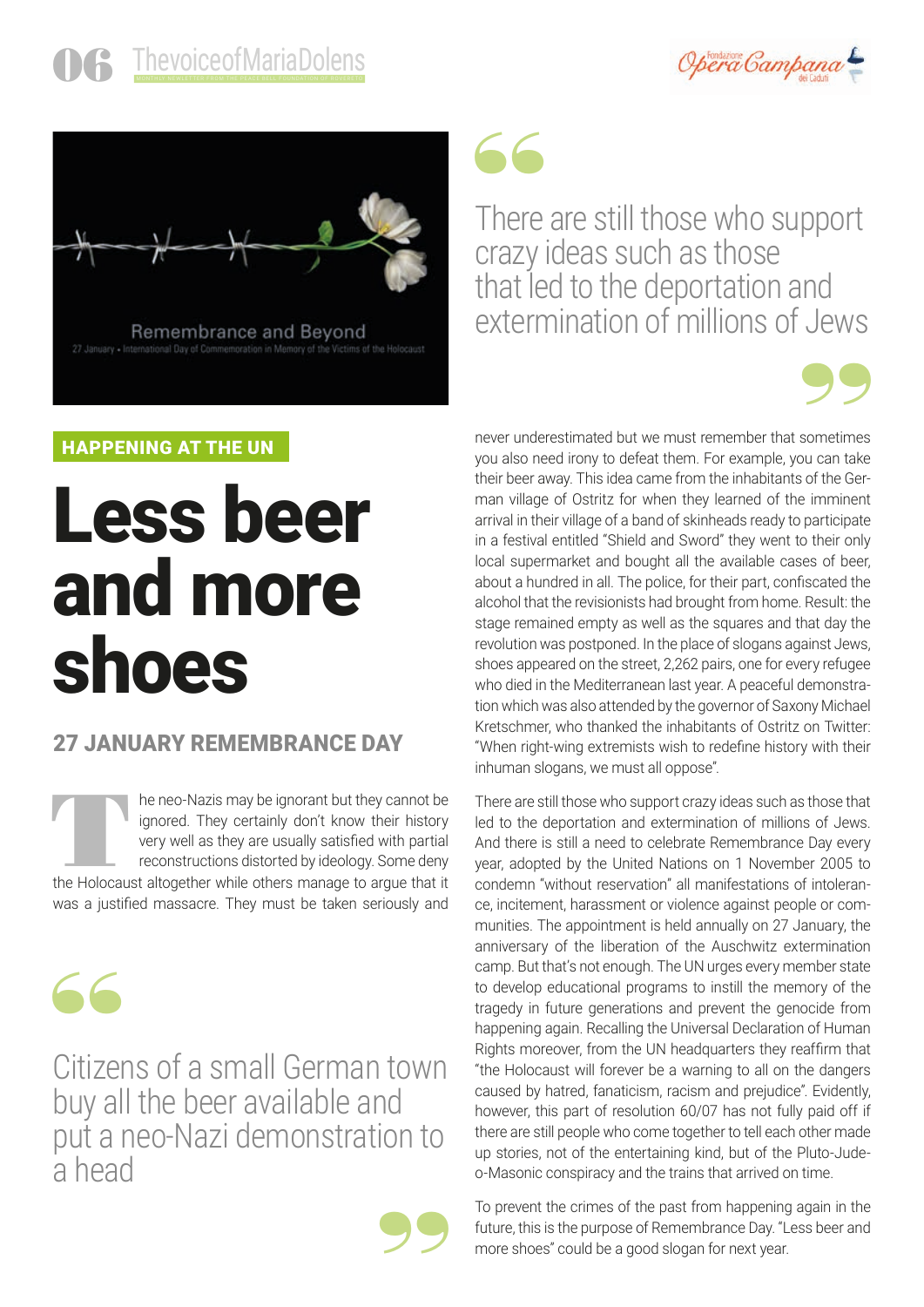HAPPENING AT THE UN

# Less beer and more shoes

## 27 JANUARY REMEMBRANCE DAY

The neo-Nazis may be ignorant but they cannot be ignored. They certainly don't know their history very well as they are usually satisfied with partial reconstructions distorted by ideology. Some deny the Holocaust altogether while others manage to argue that it was a justified massacre. They must be taken seriously and never underestimated but we must remember that sometimes you also need irony to defeat them. For example, you can take their beer away. This idea came from the inhabitants of the German village of Ostritz for when they learned of the imminent arrival in their village of a band of skinheads ready to participate in a festival entitled "Shield and Sword" they went to their only local supermarket and bought all the available cases of beer, about a hundred in all. The police, for their part, confiscated the alcohol that the revisionists had brought from home. Result: the stage remained empty as well as the squares and that day the revolution was postponed. In the place of slogans against Jews, shoes appeared on the street, 2,262 pairs, one for every refugee who died in the Mediterranean last year. A peaceful demonstration which was also attended by the governor of Saxony Michael Kretschmer, who thanked the inhabitants of Ostritz on Twitter: "When right-wing extremists wish to redefine history with their inhuman slogans, we must all oppose".

> Citizens of a small German town buy all the beer available and put a neo-Nazi demonstration to a head

There are still those who support crazy ideas such as those that led to the deportation and extermination of millions of Jews. And there is still a need to celebrate Remembrance Day every year, adopted by the United Nations on 1 November 2005 to condemn "without reservation" all manifestations of intolerance, incitement, harassment or violence against people or communities. The appointment is held annually on 27 January, the anniversary of the liberation of the Auschwitz extermination camp. But that's not enough. The UN urges every member state to develop educational programs to instill the memory of the tragedy in future generations and prevent the genocide from happening again. Recalling the Universal Declaration of Human Rights moreover, from the UN headquarters they reaffirm that "the Holocaust will forever be a warning to all on the dangers caused by hatred, fanaticism, racism and prejudice". Evidently, however, this part of resolution 60/07 has not fully paid off if there are still people who come together to tell each other made up stories, not of the entertaining kind, but of the Pluto-Judeo-Masonic conspiracy and the trains that arrived on time.

> There are still those who support crazy ideas such as those that led to the deportation and extermination of millions of Jews

To prevent the crimes of the past from happening again in the future, this is the purpose of Remembrance Day. "Less beer and more shoes" could be a good slogan for next year.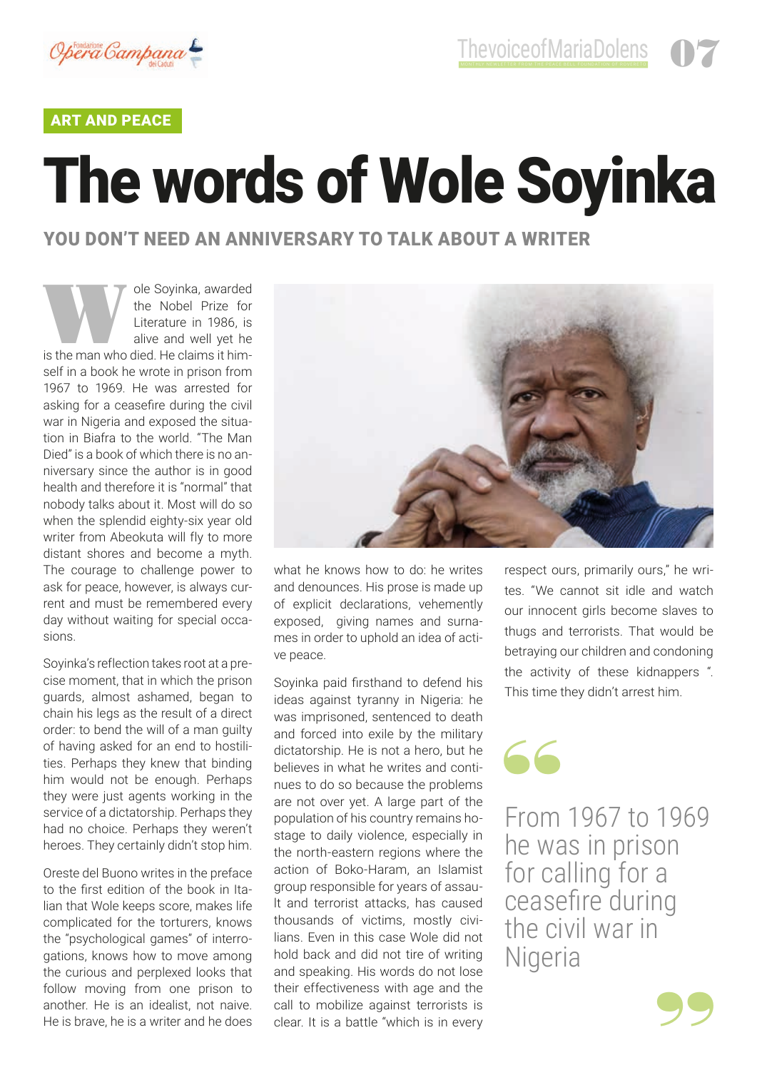ART AND PEACE

# The words of Wole Soyinka

## YOU DON'T NEED AN ANNIVERSARY TO TALK ABOUT A WRITER

Wole Soyinka, awarded the Nobel Prize for Literature in 1986, is alive and well yet he is the man who died. He claims it himself in a book he wrote in prison from 1967 to 1969. He was arrested for asking for a ceasefire during the civil war in Nigeria and exposed the situation in Biafra to the world. "The Man Died" is a book of which there is no anniversary since the author is in good health and therefore it is "normal" that nobody talks about it. Most will do so when the splendid eighty-six year old writer from Abeokuta will fly to more distant shores and become a myth. The courage to challenge power to ask for peace, however, is always current and must be remembered every day without waiting for special occasions.

Soyinka's reflection takes root at a precise moment, that in which the prison guards, almost ashamed, began to chain his legs as the result of a direct order: to bend the will of a man guilty of having asked for an end to hostilities. Perhaps they knew that binding him would not be enough. Perhaps they were just agents working in the service of a dictatorship. Perhaps they had no choice. Perhaps they weren't heroes. They certainly didn't stop him.

Oreste del Buono writes in the preface to the first edition of the book in Italian that Wole keeps score, makes life complicated for the torturers, knows the "psychological games" of interrogations, knows how to move among the curious and perplexed looks that follow moving from one prison to another. He is an idealist, not naive. He is brave, he is a writer and he does what he knows how to do: he writes and denounces. His prose is made up of explicit declarations, vehemently exposed, giving names and surnames in order to uphold an idea of active peace.

Soyinka paid firsthand to defend his ideas against tyranny in Nigeria: he was imprisoned, sentenced to death and forced into exile by the military dictatorship. He is not a hero, but he believes in what he writes and continues to do so because the problems are not over yet. A large part of the population of his country remains hostage to daily violence, especially in the north-eastern regions where the action of Boko-Haram, an Islamist group responsible for years of assault and terrorist attacks, has caused thousands of victims, mostly civilians. Even in this case Wole did not hold back and did not tire of writing and speaking. His words do not lose their effectiveness with age and the call to mobilize against terrorists is clear. It is a battle "which is in every respect ours, primarily ours," he writes. "We cannot sit idle and watch our innocent girls become slaves to thugs and terrorists. That would be betraying our children and condoning the activity of these kidnappers ". This time they didn't arrest him.

> From 1967 to 1969 he was in prison for calling for a ceasefire during the civil war in Nigeria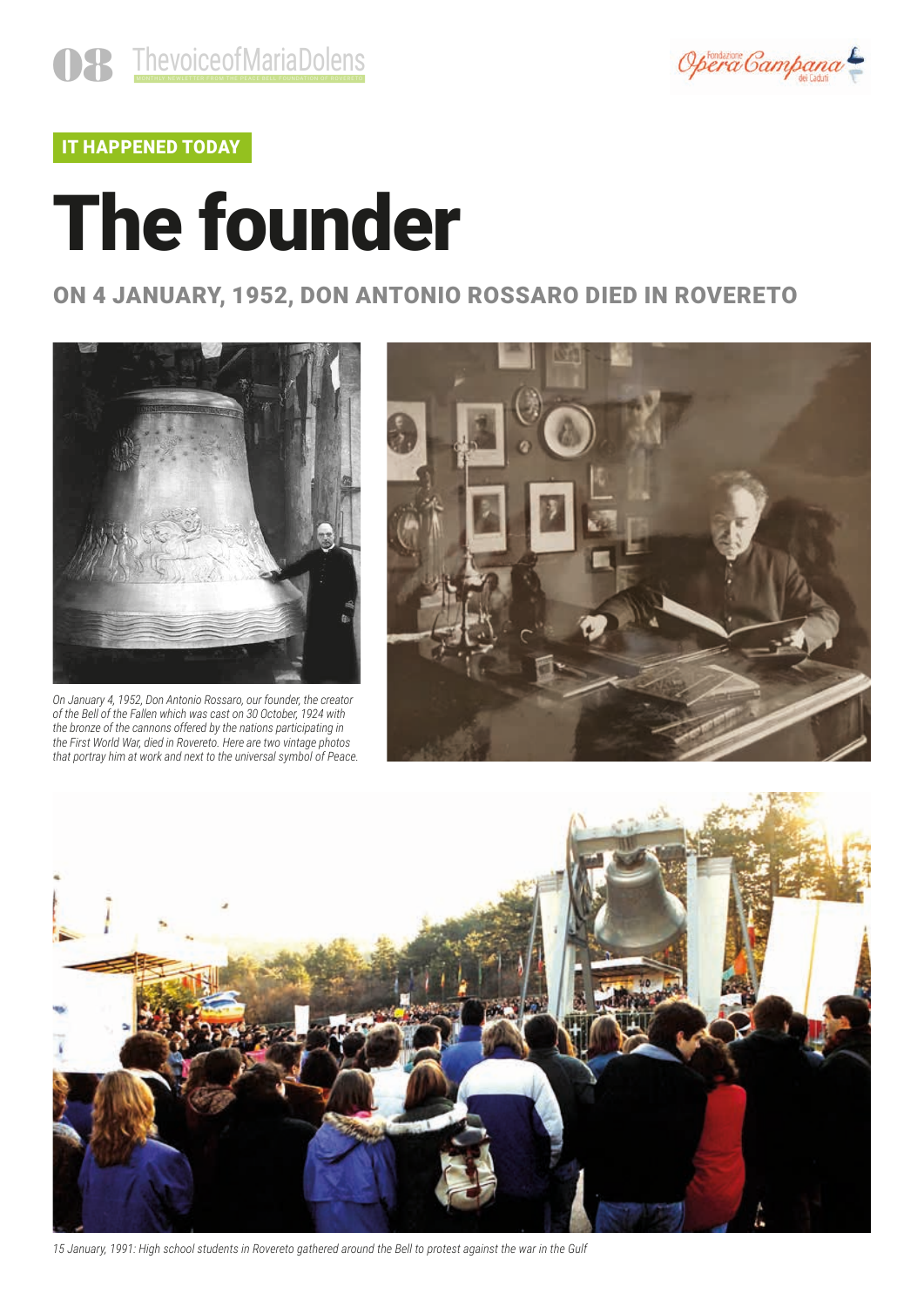IT HAPPENED TODAY

# The founder

## ON 4 JANUARY, 1952, DON ANTONIO ROSSARO DIED IN ROVERETO

*On January 4, 1952, Don Antonio Rossaro, our founder, the creator of the Bell of the Fallen which was cast on 30 October, 1924 with the bronze of the cannons offered by the nations participating in the First World War, died in Rovereto. Here are two vintage photos that portray him at work and next to the universal symbol of Peace.*

*15 January, 1991: High school students in Rovereto gathered around the Bell to protest against the war in the Gulf*